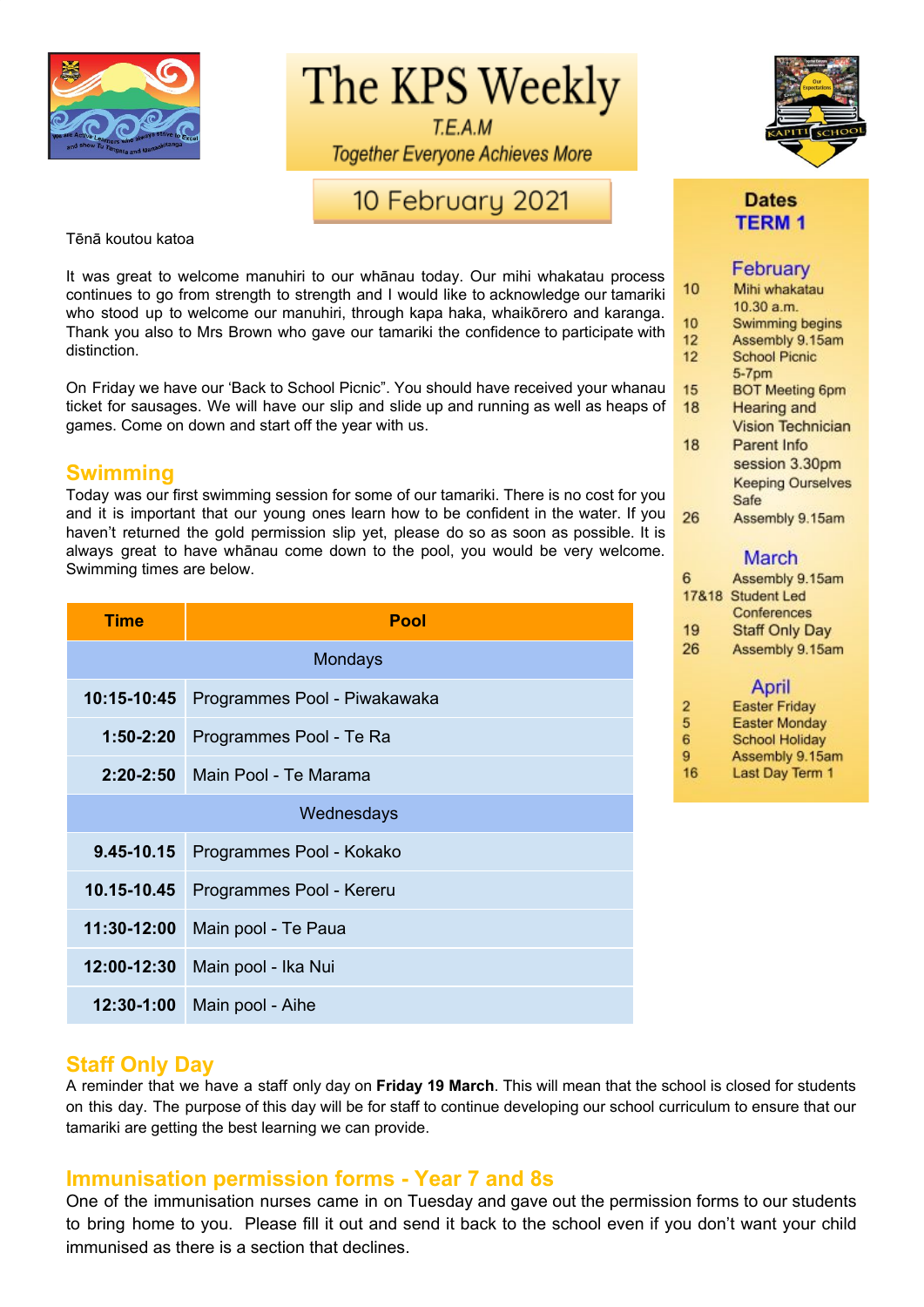# The KPS Weekly

*T.E.A.M*

*Together Everyone Achieves More*

## 10 February 2021

Tēnā koutou katoa

It was great to welcome manuhiri to our whānau today. Our mihi whakatau process continues to go from strength to strength and I would like to acknowledge our tamariki who stood up to welcome our manuhiri, through kapa haka, whaikōrero and karanga. Thank you also to Mrs Brown who gave our tamariki the confidence to participate with distinction.

On Friday we have our 'Back to School Picnic". You should have received your whanau ticket for sausages. We will have our slip and slide up and running as well as heaps of games. Come on down and start off the year with us.

## Swimming

Today was our first swimming session for some of our tamariki. There is no cost for you and it is important that our young ones learn how to be confident in the water. If you haven't returned the gold permission slip yet, please do so as soon as possible. It is always great to have whānau come down to the pool, you would be very welcome. Swimming times are below.

| Time | Pool |
|---|---|
| Mondays | |
| 10:15-10:45 | Programmes Pool - Piwakawaka |
| 1:50-2:20 | Programmes Pool - Te Ra |
| 2:20-2:50 | Main Pool - Te Marama |
| Wednesdays | |
| 9.45-10.15 | Programmes Pool - Kokako |
| 10.15-10.45 | Programmes Pool - Kereru |
| 11:30-12:00 | Main pool - Te Paua |
| 12:00-12:30 | Main pool - Ika Nui |
| 12:30-1:00 | Main pool - Aihe |

## Staff Only Day

A reminder that we have a staff only day on **Friday 19 March**. This will mean that the school is closed for students on this day. The purpose of this day will be for staff to continue developing our school curriculum to ensure that our tamariki are getting the best learning we can provide.

## Immunisation permission forms - Year 7 and 8s

One of the immunisation nurses came in on Tuesday and gave out the permission forms to our students to bring home to you. Please fill it out and send it back to the school even if you don't want your child immunised as there is a section that declines.

## Dates

### TERM 1

**February**

- 10 Mihi whakatau 10.30 a.m.
- 10 Swimming begins
- 12 Assembly 9.15am
- 12 School Picnic 5-7pm
- 15 BOT Meeting 6pm
- 18 Hearing and Vision Technician
- 18 Parent Info session 3.30pm Keeping Ourselves Safe
- 26 Assembly 9.15am

**March**

- 6 Assembly 9.15am
- 17&18 Student Led Conferences
- 19 Staff Only Day
- 26 Assembly 9.15am

**April**

- 2 Easter Friday
- 5 Easter Monday
- 6 School Holiday
- 9 Assembly 9.15am
- 16 Last Day Term 1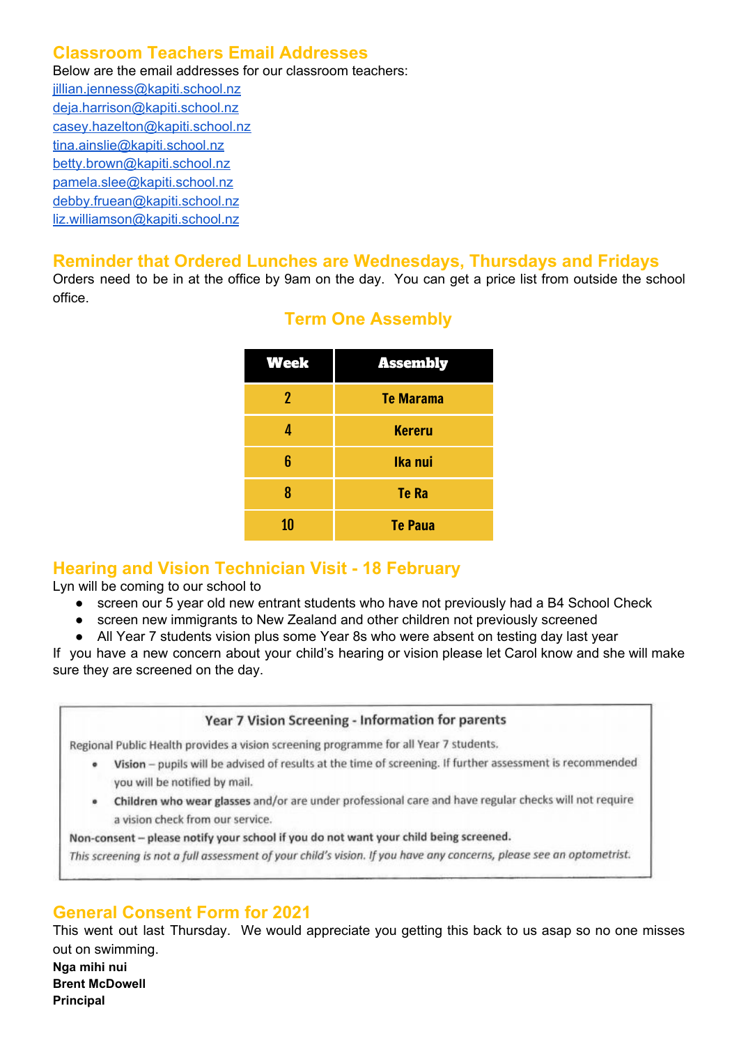## Classroom Teachers Email Addresses

Below are the email addresses for our classroom teachers:

jillian.jenness@kapiti.school.nz
deja.harrison@kapiti.school.nz
casey.hazelton@kapiti.school.nz
tina.ainslie@kapiti.school.nz
betty.brown@kapiti.school.nz
pamela.slee@kapiti.school.nz
debby.fruean@kapiti.school.nz
liz.williamson@kapiti.school.nz

## Reminder that Ordered Lunches are Wednesdays, Thursdays and Fridays

Orders need to be in at the office by 9am on the day. You can get a price list from outside the school office.

## Term One Assembly

| Week | Assembly |
|---|---|
| 2 | Te Marama |
| 4 | Kereru |
| 6 | Ika nui |
| 8 | Te Ra |
| 10 | Te Paua |

## Hearing and Vision Technician Visit - 18 February

Lyn will be coming to our school to

- screen our 5 year old new entrant students who have not previously had a B4 School Check
- screen new immigrants to New Zealand and other children not previously screened
- All Year 7 students vision plus some Year 8s who were absent on testing day last year

If you have a new concern about your child's hearing or vision please let Carol know and she will make sure they are screened on the day.

### Year 7 Vision Screening - Information for parents

Regional Public Health provides a vision screening programme for all Year 7 students.

- **Vision** – pupils will be advised of results at the time of screening. If further assessment is recommended you will be notified by mail.
- **Children who wear glasses** and/or are under professional care and have regular checks will not require a vision check from our service.

**Non-consent – please notify your school if you do not want your child being screened.**

*This screening is not a full assessment of your child's vision. If you have any concerns, please see an optometrist.*

## General Consent Form for 2021

This went out last Thursday. We would appreciate you getting this back to us asap so no one misses out on swimming.

**Nga mihi nui**
**Brent McDowell**
**Principal**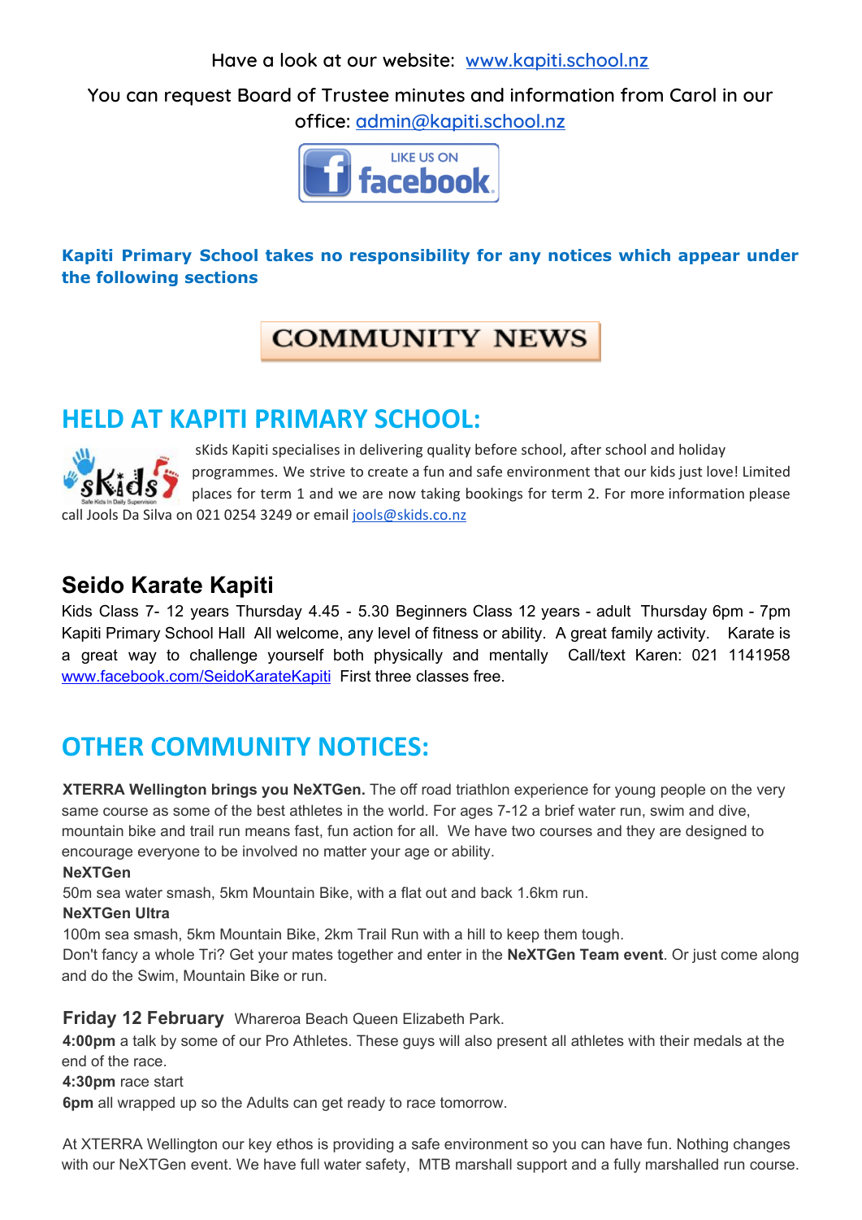Have a look at our website: [www.kapiti.school.nz](http://www.kapiti.school.nz)

You can request Board of Trustee minutes and information from Carol in our office: [admin@kapiti.school.nz](mailto:admin@kapiti.school.nz)

LIKE US ON facebook

**Kapiti Primary School takes no responsibility for any notices which appear under the following sections**

# COMMUNITY NEWS

## HELD AT KAPITI PRIMARY SCHOOL:

sKids Kapiti specialises in delivering quality before school, after school and holiday programmes. We strive to create a fun and safe environment that our kids just love! Limited places for term 1 and we are now taking bookings for term 2. For more information please call Jools Da Silva on 021 0254 3249 or email [jools@skids.co.nz](mailto:jools@skids.co.nz)

### Seido Karate Kapiti

Kids Class 7- 12 years Thursday 4.45 - 5.30 Beginners Class 12 years - adult Thursday 6pm - 7pm Kapiti Primary School Hall All welcome, any level of fitness or ability. A great family activity. Karate is a great way to challenge yourself both physically and mentally Call/text Karen: 021 1141958 [www.facebook.com/SeidoKarateKapiti](http://www.facebook.com/SeidoKarateKapiti) First three classes free.

## OTHER COMMUNITY NOTICES:

**XTERRA Wellington brings you NeXTGen.** The off road triathlon experience for young people on the very same course as some of the best athletes in the world. For ages 7-12 a brief water run, swim and dive, mountain bike and trail run means fast, fun action for all. We have two courses and they are designed to encourage everyone to be involved no matter your age or ability.

**NeXTGen**
50m sea water smash, 5km Mountain Bike, with a flat out and back 1.6km run.

**NeXTGen Ultra**
100m sea smash, 5km Mountain Bike, 2km Trail Run with a hill to keep them tough.

Don't fancy a whole Tri? Get your mates together and enter in the **NeXTGen Team event**. Or just come along and do the Swim, Mountain Bike or run.

**Friday 12 February** Whareroa Beach Queen Elizabeth Park.
**4:00pm** a talk by some of our Pro Athletes. These guys will also present all athletes with their medals at the end of the race.
**4:30pm** race start
**6pm** all wrapped up so the Adults can get ready to race tomorrow.

At XTERRA Wellington our key ethos is providing a safe environment so you can have fun. Nothing changes with our NeXTGen event. We have full water safety, MTB marshall support and a fully marshalled run course.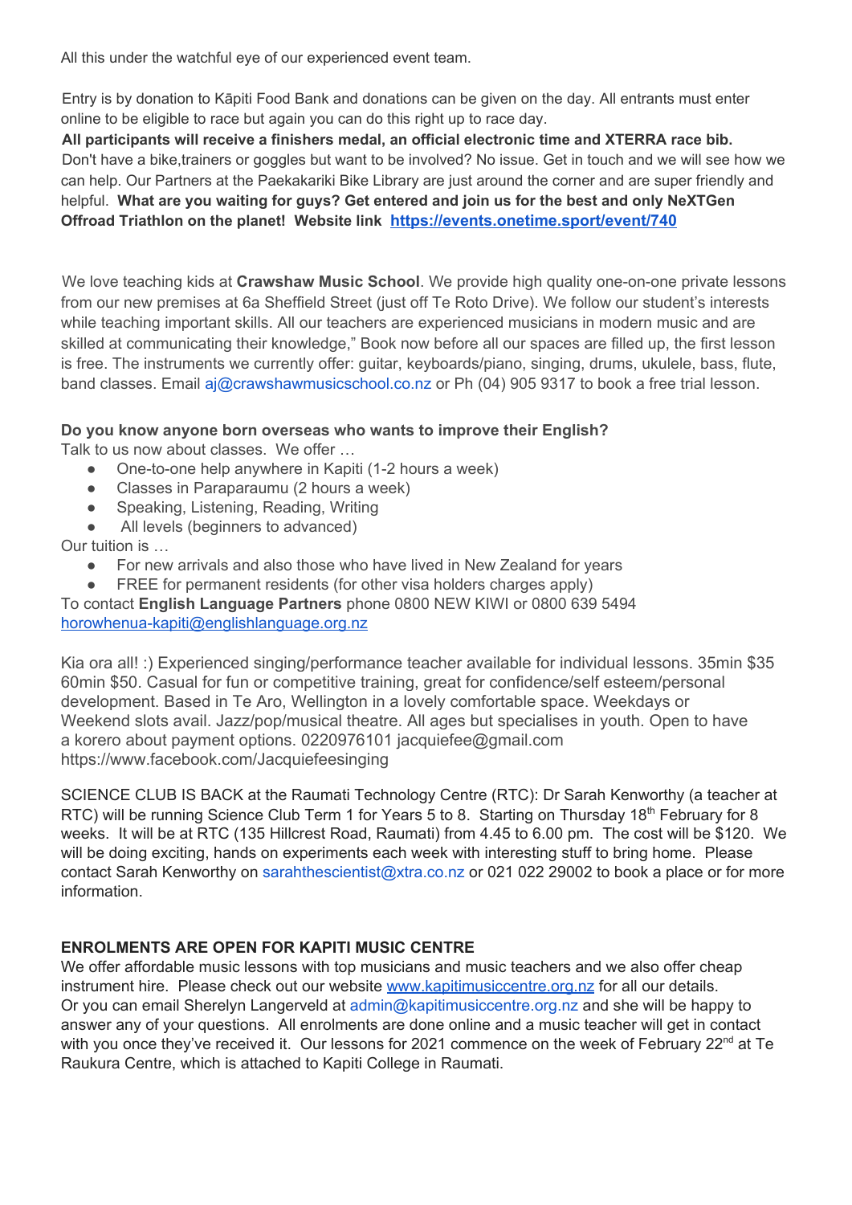All this under the watchful eye of our experienced event team.

Entry is by donation to Kāpiti Food Bank and donations can be given on the day. All entrants must enter online to be eligible to race but again you can do this right up to race day.
**All participants will receive a finishers medal, an official electronic time and XTERRA race bib.** Don't have a bike,trainers or goggles but want to be involved? No issue. Get in touch and we will see how we can help. Our Partners at the Paekakariki Bike Library are just around the corner and are super friendly and helpful. **What are you waiting for guys? Get entered and join us for the best and only NeXTGen Offroad Triathlon on the planet! Website link [https://events.onetime.sport/event/740](https://events.onetime.sport/event/740)**

We love teaching kids at **Crawshaw Music School**. We provide high quality one-on-one private lessons from our new premises at 6a Sheffield Street (just off Te Roto Drive). We follow our student's interests while teaching important skills. All our teachers are experienced musicians in modern music and are skilled at communicating their knowledge," Book now before all our spaces are filled up, the first lesson is free. The instruments we currently offer: guitar, keyboards/piano, singing, drums, ukulele, bass, flute, band classes. Email aj@crawshawmusicschool.co.nz or Ph (04) 905 9317 to book a free trial lesson.

**Do you know anyone born overseas who wants to improve their English?**
Talk to us now about classes. We offer …

- One-to-one help anywhere in Kapiti (1-2 hours a week)
- Classes in Paraparaumu (2 hours a week)
- Speaking, Listening, Reading, Writing
- All levels (beginners to advanced)

Our tuition is …

- For new arrivals and also those who have lived in New Zealand for years
- FREE for permanent residents (for other visa holders charges apply)

To contact **English Language Partners** phone 0800 NEW KIWI or 0800 639 5494
[horowhenua-kapiti@englishlanguage.org.nz](mailto:horowhenua-kapiti@englishlanguage.org.nz)

Kia ora all! :) Experienced singing/performance teacher available for individual lessons. 35min $35 60min $50. Casual for fun or competitive training, great for confidence/self esteem/personal development. Based in Te Aro, Wellington in a lovely comfortable space. Weekdays or Weekend slots avail. Jazz/pop/musical theatre. All ages but specialises in youth. Open to have a korero about payment options. 0220976101 jacquiefee@gmail.com
https://www.facebook.com/Jacquiefeesinging

SCIENCE CLUB IS BACK at the Raumati Technology Centre (RTC): Dr Sarah Kenworthy (a teacher at RTC) will be running Science Club Term 1 for Years 5 to 8. Starting on Thursday 18th February for 8 weeks. It will be at RTC (135 Hillcrest Road, Raumati) from 4.45 to 6.00 pm. The cost will be $120. We will be doing exciting, hands on experiments each week with interesting stuff to bring home. Please contact Sarah Kenworthy on sarahthescientist@xtra.co.nz or 021 022 29002 to book a place or for more information.

**ENROLMENTS ARE OPEN FOR KAPITI MUSIC CENTRE**
We offer affordable music lessons with top musicians and music teachers and we also offer cheap instrument hire. Please check out our website [www.kapitimusiccentre.org.nz](http://www.kapitimusiccentre.org.nz) for all our details. Or you can email Sherelyn Langerveld at admin@kapitimusiccentre.org.nz and she will be happy to answer any of your questions. All enrolments are done online and a music teacher will get in contact with you once they've received it. Our lessons for 2021 commence on the week of February 22nd at Te Raukura Centre, which is attached to Kapiti College in Raumati.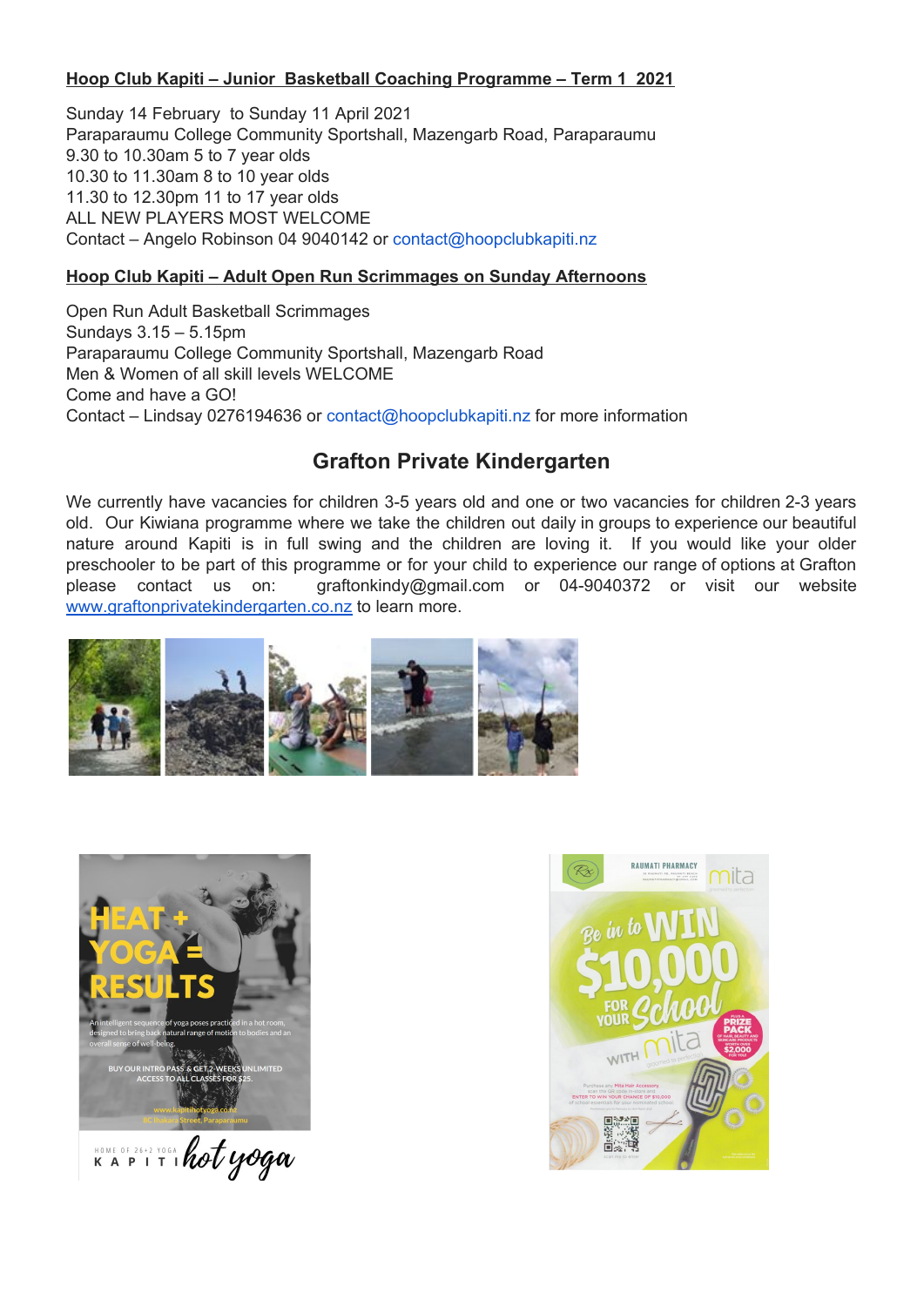**Hoop Club Kapiti – Junior Basketball Coaching Programme – Term 1 2021**

Sunday 14 February to Sunday 11 April 2021
Paraparaumu College Community Sportshall, Mazengarb Road, Paraparaumu
9.30 to 10.30am 5 to 7 year olds
10.30 to 11.30am 8 to 10 year olds
11.30 to 12.30pm 11 to 17 year olds
ALL NEW PLAYERS MOST WELCOME
Contact – Angelo Robinson 04 9040142 or contact@hoopclubkapiti.nz

**Hoop Club Kapiti – Adult Open Run Scrimmages on Sunday Afternoons**

Open Run Adult Basketball Scrimmages
Sundays 3.15 – 5.15pm
Paraparaumu College Community Sportshall, Mazengarb Road
Men & Women of all skill levels WELCOME
Come and have a GO!
Contact – Lindsay 0276194636 or contact@hoopclubkapiti.nz for more information

## Grafton Private Kindergarten

We currently have vacancies for children 3-5 years old and one or two vacancies for children 2-3 years old. Our Kiwiana programme where we take the children out daily in groups to experience our beautiful nature around Kapiti is in full swing and the children are loving it. If you would like your older preschooler to be part of this programme or for your child to experience our range of options at Grafton please contact us on: graftonkindy@gmail.com or 04-9040372 or visit our website www.graftonprivatekindergarten.co.nz to learn more.